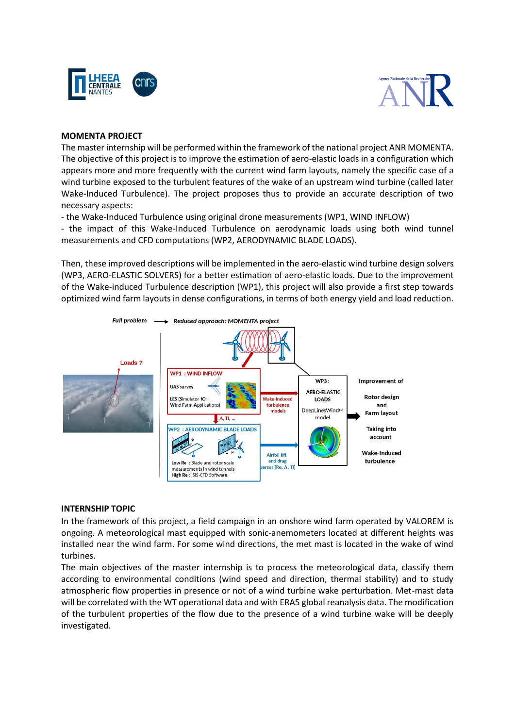## MOMENTA PROJECT

The master internship will be performed within the framework of the national project ANR MOMENTA. The objective of this project is to improve the estimation of aero-elastic loads in a configuration which appears more and more frequently with the current wind farm layouts, namely the specific case of a wind turbine exposed to the turbulent features of the wake of an upstream wind turbine (called later Wake-Induced Turbulence). The project proposes thus to provide an accurate description of two necessary aspects:

- the Wake-Induced Turbulence using original drone measurements (WP1, WIND INFLOW)
- the impact of this Wake-Induced Turbulence on aerodynamic loads using both wind tunnel measurements and CFD computations (WP2, AERODYNAMIC BLADE LOADS).

Then, these improved descriptions will be implemented in the aero-elastic wind turbine design solvers (WP3, AERO-ELASTIC SOLVERS) for a better estimation of aero-elastic loads. Due to the improvement of the Wake-induced Turbulence description (WP1), this project will also provide a first step towards optimized wind farm layouts in dense configurations, in terms of both energy yield and load reduction.

Full problem → Reduced approach: MOMENTA project

Loads ?

WP1 : WIND INFLOW

UAS survey

LES (Simulator fOr Wind Farm Applications)

Wake-Induced turbulence models

A, TI, ...

WP2 : AERODYNAMIC BLADE LOADS

Low Re : Blade and rotor scale measurements in wind tunnels

High Re : ISIS-CFD Software

Airfoil lift and drag versus (Re, A, TI)

WP3 : AERO-ELASTIC LOADS

DeepLinesWind™ model

Improvement of Rotor design and Farm layout

Taking into account Wake-Induced turbulence

## INTERNSHIP TOPIC

In the framework of this project, a field campaign in an onshore wind farm operated by VALOREM is ongoing. A meteorological mast equipped with sonic-anemometers located at different heights was installed near the wind farm. For some wind directions, the met mast is located in the wake of wind turbines.

The main objectives of the master internship is to process the meteorological data, classify them according to environmental conditions (wind speed and direction, thermal stability) and to study atmospheric flow properties in presence or not of a wind turbine wake perturbation. Met-mast data will be correlated with the WT operational data and with ERA5 global reanalysis data. The modification of the turbulent properties of the flow due to the presence of a wind turbine wake will be deeply investigated.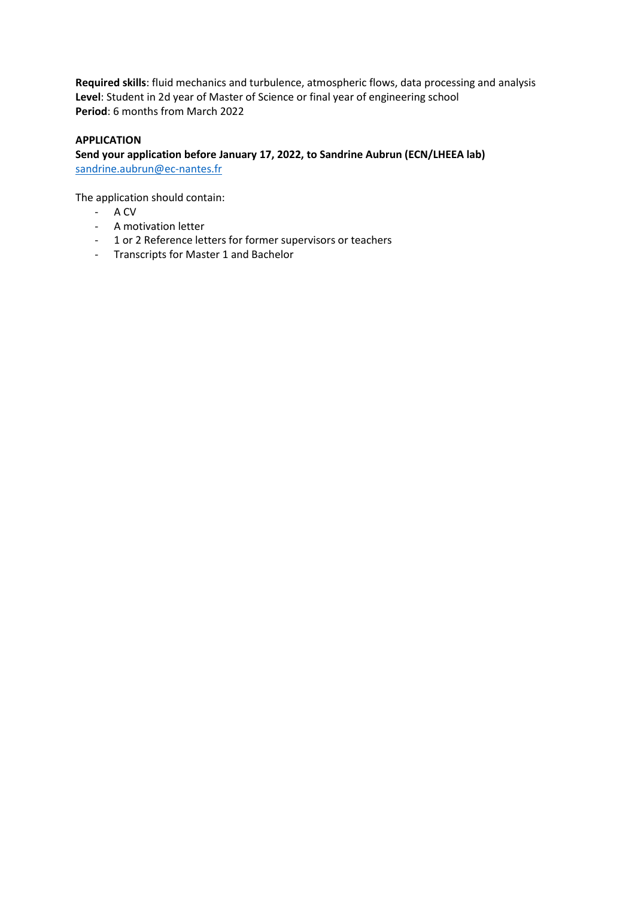**Required skills**: fluid mechanics and turbulence, atmospheric flows, data processing and analysis
**Level**: Student in 2d year of Master of Science or final year of engineering school
**Period**: 6 months from March 2022

**APPLICATION**

**Send your application before January 17, 2022, to Sandrine Aubrun (ECN/LHEEA lab)**
[sandrine.aubrun@ec-nantes.fr](mailto:sandrine.aubrun@ec-nantes.fr)

The application should contain:

- A CV
- A motivation letter
- 1 or 2 Reference letters for former supervisors or teachers
- Transcripts for Master 1 and Bachelor